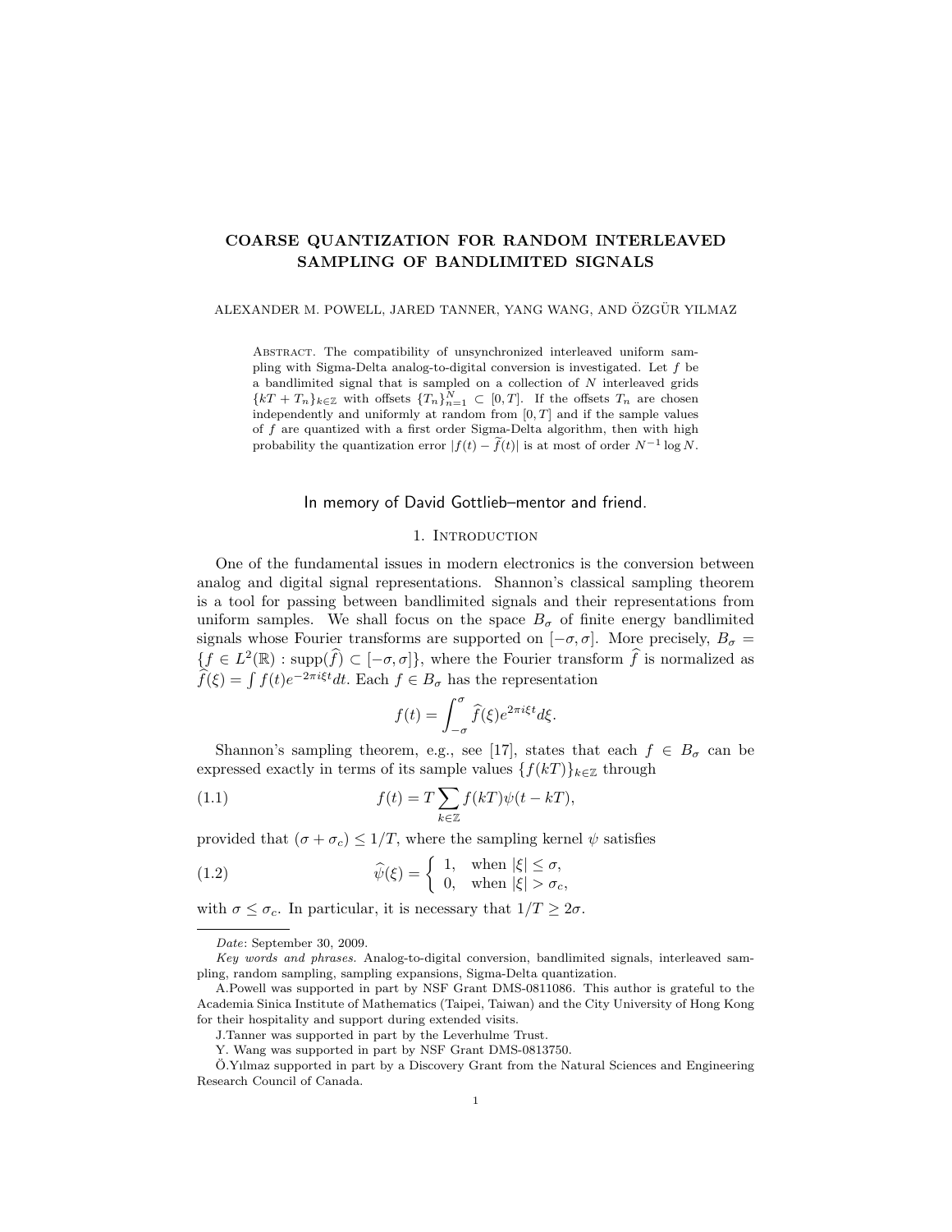# COARSE QUANTIZATION FOR RANDOM INTERLEAVED SAMPLING OF BANDLIMITED SIGNALS

ALEXANDER M. POWELL, JARED TANNER, YANG WANG, AND ÖZGÜR YILMAZ

ABSTRACT. The compatibility of unsynchronized interleaved uniform sampling with Sigma-Delta analog-to-digital conversion is investigated. Let $f$ be a bandlimited signal that is sampled on a collection of $N$ interleaved grids $\{kT + T_n\}_{k\in\mathbb{Z}}$ with offsets $\{T_n\}_{n=1}^N \subset [0, T]$. If the offsets $T_n$ are chosen independently and uniformly at random from $[0, T]$ and if the sample values of $f$ are quantized with a first order Sigma-Delta algorithm, then with high probability the quantization error $|f(t) - \widetilde{f}(t)|$ is at most of order $N^{-1} \log N$.

In memory of David Gottlieb–mentor and friend.

## 1. Introduction

One of the fundamental issues in modern electronics is the conversion between analog and digital signal representations. Shannon's classical sampling theorem is a tool for passing between bandlimited signals and their representations from uniform samples. We shall focus on the space $B_\sigma$ of finite energy bandlimited signals whose Fourier transforms are supported on $[-\sigma, \sigma]$. More precisely, $B_\sigma = \{f \in L^2(\mathbb{R}) : \text{supp}(\widehat{f}) \subset [-\sigma, \sigma]\}$, where the Fourier transform $\widehat{f}$ is normalized as $\widehat{f}(\xi) = \int f(t)e^{-2\pi i\xi t}dt$. Each $f \in B_\sigma$ has the representation

$$f(t) = \int_{-\sigma}^{\sigma} \widehat{f}(\xi)e^{2\pi i\xi t}d\xi.$$

Shannon's sampling theorem, e.g., see [17], states that each $f \in B_\sigma$ can be expressed exactly in terms of its sample values $\{f(kT)\}_{k\in\mathbb{Z}}$ through

$$f(t) = T \sum_{k\in\mathbb{Z}} f(kT)\psi(t - kT), \tag{1.1}$$

provided that $(\sigma + \sigma_c) \le 1/T$, where the sampling kernel $\psi$ satisfies

$$\widehat{\psi}(\xi) = \begin{cases} 1, & \text{when } |\xi| \le \sigma, \\ 0, & \text{when } |\xi| > \sigma_c, \end{cases} \tag{1.2}$$

with $\sigma \le \sigma_c$. In particular, it is necessary that $1/T \ge 2\sigma$.

---

*Date*: September 30, 2009.

*Key words and phrases.* Analog-to-digital conversion, bandlimited signals, interleaved sampling, random sampling, sampling expansions, Sigma-Delta quantization.

A.Powell was supported in part by NSF Grant DMS-0811086. This author is grateful to the Academia Sinica Institute of Mathematics (Taipei, Taiwan) and the City University of Hong Kong for their hospitality and support during extended visits.

J.Tanner was supported in part by the Leverhulme Trust.

Y. Wang was supported in part by NSF Grant DMS-0813750.

Ö.Yılmaz supported in part by a Discovery Grant from the Natural Sciences and Engineering Research Council of Canada.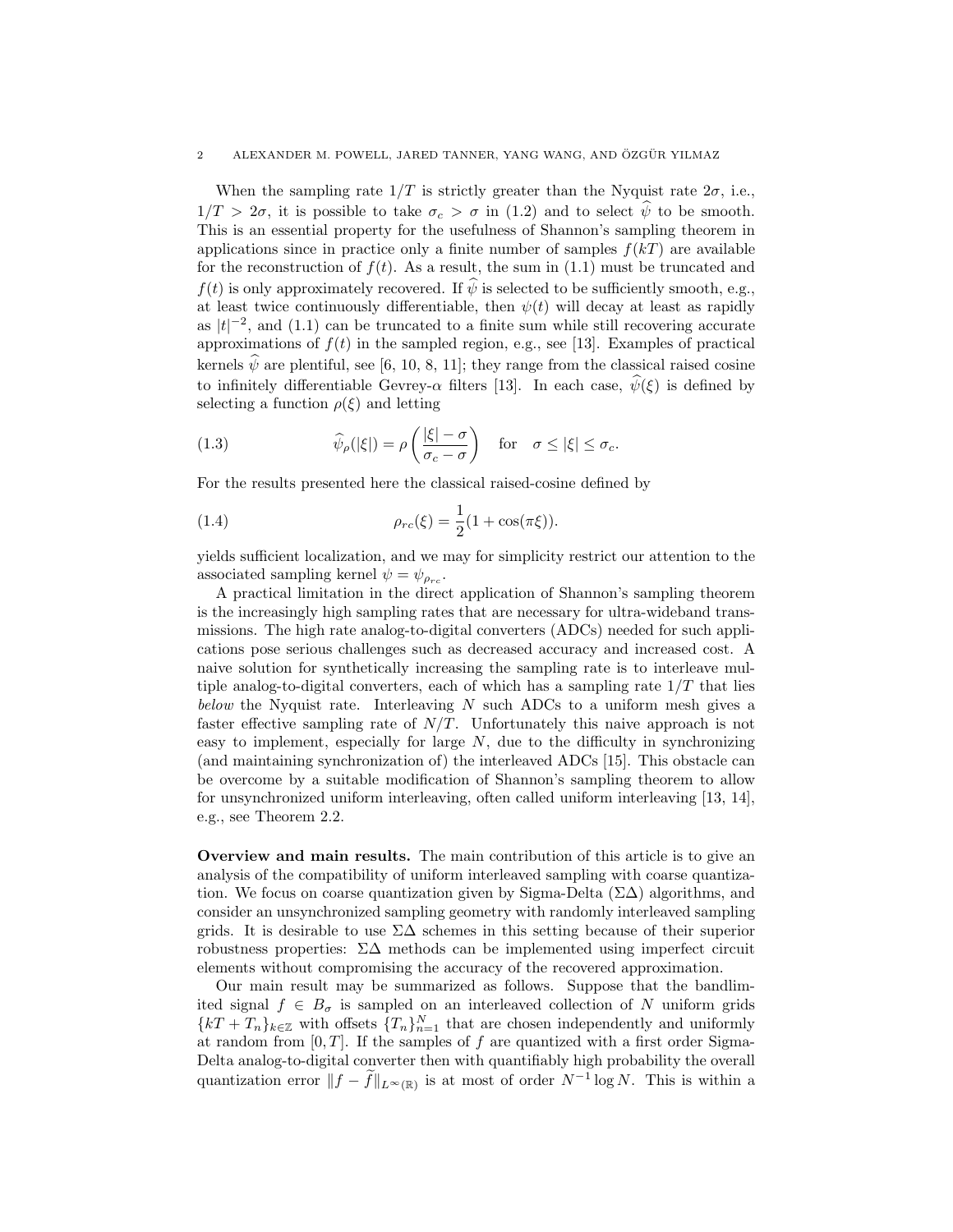When the sampling rate $1/T$ is strictly greater than the Nyquist rate $2\sigma$, i.e., $1/T > 2\sigma$, it is possible to take $\sigma_c > \sigma$ in (1.2) and to select $\widehat{\psi}$ to be smooth. This is an essential property for the usefulness of Shannon's sampling theorem in applications since in practice only a finite number of samples $f(kT)$ are available for the reconstruction of $f(t)$. As a result, the sum in (1.1) must be truncated and $f(t)$ is only approximately recovered. If $\widehat{\psi}$ is selected to be sufficiently smooth, e.g., at least twice continuously differentiable, then $\psi(t)$ will decay at least as rapidly as $|t|^{-2}$, and (1.1) can be truncated to a finite sum while still recovering accurate approximations of $f(t)$ in the sampled region, e.g., see [13]. Examples of practical kernels $\widehat{\psi}$ are plentiful, see [6, 10, 8, 11]; they range from the classical raised cosine to infinitely differentiable Gevrey-$\alpha$ filters [13]. In each case, $\widehat{\psi}(\xi)$ is defined by selecting a function $\rho(\xi)$ and letting

$$\widehat{\psi}_{\rho}(|\xi|) = \rho\left(\frac{|\xi| - \sigma}{\sigma_c - \sigma}\right) \quad \text{for} \quad \sigma \leq |\xi| \leq \sigma_c. \tag{1.3}$$

For the results presented here the classical raised-cosine defined by

$$\rho_{rc}(\xi) = \frac{1}{2}(1 + \cos(\pi\xi)). \tag{1.4}$$

yields sufficient localization, and we may for simplicity restrict our attention to the associated sampling kernel $\psi = \psi_{\rho_{rc}}$.

A practical limitation in the direct application of Shannon's sampling theorem is the increasingly high sampling rates that are necessary for ultra-wideband transmissions. The high rate analog-to-digital converters (ADCs) needed for such applications pose serious challenges such as decreased accuracy and increased cost. A naive solution for synthetically increasing the sampling rate is to interleave multiple analog-to-digital converters, each of which has a sampling rate $1/T$ that lies *below* the Nyquist rate. Interleaving $N$ such ADCs to a uniform mesh gives a faster effective sampling rate of $N/T$. Unfortunately this naive approach is not easy to implement, especially for large $N$, due to the difficulty in synchronizing (and maintaining synchronization of) the interleaved ADCs [15]. This obstacle can be overcome by a suitable modification of Shannon's sampling theorem to allow for unsynchronized uniform interleaving, often called uniform interleaving [13, 14], e.g., see Theorem 2.2.

**Overview and main results.** The main contribution of this article is to give an analysis of the compatibility of uniform interleaved sampling with coarse quantization. We focus on coarse quantization given by Sigma-Delta ($\Sigma\Delta$) algorithms, and consider an unsynchronized sampling geometry with randomly interleaved sampling grids. It is desirable to use $\Sigma\Delta$ schemes in this setting because of their superior robustness properties: $\Sigma\Delta$ methods can be implemented using imperfect circuit elements without compromising the accuracy of the recovered approximation.

Our main result may be summarized as follows. Suppose that the bandlimited signal $f \in B_\sigma$ is sampled on an interleaved collection of $N$ uniform grids $\{kT + T_n\}_{k\in\mathbb{Z}}$ with offsets $\{T_n\}_{n=1}^N$ that are chosen independently and uniformly at random from $[0, T]$. If the samples of $f$ are quantized with a first order Sigma-Delta analog-to-digital converter then with quantifiably high probability the overall quantization error $\|f - \widetilde{f}\|_{L^\infty(\mathbb{R})}$ is at most of order $N^{-1}\log N$. This is within a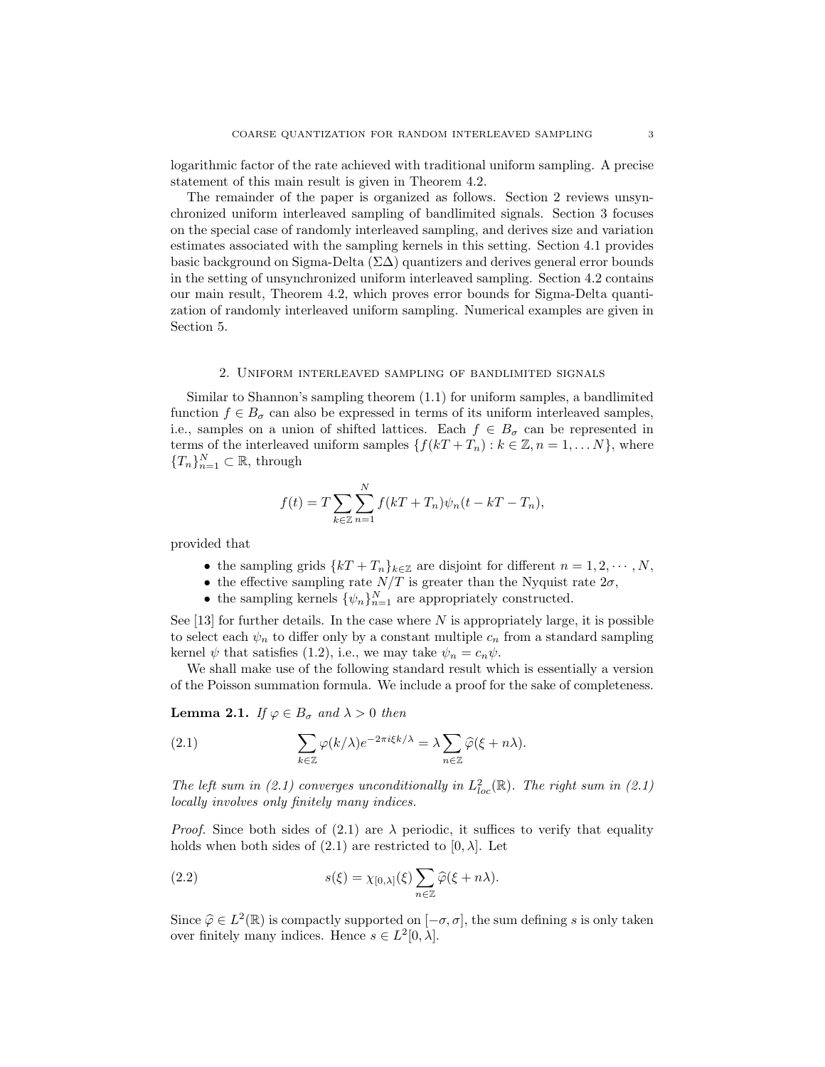logarithmic factor of the rate achieved with traditional uniform sampling. A precise statement of this main result is given in Theorem 4.2.

The remainder of the paper is organized as follows. Section 2 reviews unsynchronized uniform interleaved sampling of bandlimited signals. Section 3 focuses on the special case of randomly interleaved sampling, and derives size and variation estimates associated with the sampling kernels in this setting. Section 4.1 provides basic background on Sigma-Delta ($\Sigma\Delta$) quantizers and derives general error bounds in the setting of unsynchronized uniform interleaved sampling. Section 4.2 contains our main result, Theorem 4.2, which proves error bounds for Sigma-Delta quantization of randomly interleaved uniform sampling. Numerical examples are given in Section 5.

## 2. Uniform interleaved sampling of bandlimited signals

Similar to Shannon's sampling theorem (1.1) for uniform samples, a bandlimited function $f \in B_\sigma$ can also be expressed in terms of its uniform interleaved samples, i.e., samples on a union of shifted lattices. Each $f \in B_\sigma$ can be represented in terms of the interleaved uniform samples $\{f(kT+T_n) : k \in \mathbb{Z}, n = 1, \ldots N\}$, where $\{T_n\}_{n=1}^N \subset \mathbb{R}$, through

$$f(t) = T \sum_{k\in\mathbb{Z}} \sum_{n=1}^{N} f(kT+T_n)\psi_n(t - kT - T_n),$$

provided that

- the sampling grids $\{kT + T_n\}_{k\in\mathbb{Z}}$ are disjoint for different $n = 1, 2, \cdots, N$,
- the effective sampling rate $N/T$ is greater than the Nyquist rate $2\sigma$,
- the sampling kernels $\{\psi_n\}_{n=1}^N$ are appropriately constructed.

See [13] for further details. In the case where $N$ is appropriately large, it is possible to select each $\psi_n$ to differ only by a constant multiple $c_n$ from a standard sampling kernel $\psi$ that satisfies (1.2), i.e., we may take $\psi_n = c_n\psi$.

We shall make use of the following standard result which is essentially a version of the Poisson summation formula. We include a proof for the sake of completeness.

**Lemma 2.1.** *If $\varphi \in B_\sigma$ and $\lambda > 0$ then*

$$\sum_{k\in\mathbb{Z}} \varphi(k/\lambda) e^{-2\pi i \xi k/\lambda} = \lambda \sum_{n\in\mathbb{Z}} \widehat{\varphi}(\xi + n\lambda). \tag{2.1}$$

*The left sum in (2.1) converges unconditionally in $L^2_{loc}(\mathbb{R})$. The right sum in (2.1) locally involves only finitely many indices.*

*Proof.* Since both sides of (2.1) are $\lambda$ periodic, it suffices to verify that equality holds when both sides of (2.1) are restricted to $[0, \lambda]$. Let

$$s(\xi) = \chi_{[0,\lambda]}(\xi) \sum_{n\in\mathbb{Z}} \widehat{\varphi}(\xi + n\lambda). \tag{2.2}$$

Since $\widehat{\varphi} \in L^2(\mathbb{R})$ is compactly supported on $[-\sigma, \sigma]$, the sum defining $s$ is only taken over finitely many indices. Hence $s \in L^2[0, \lambda]$.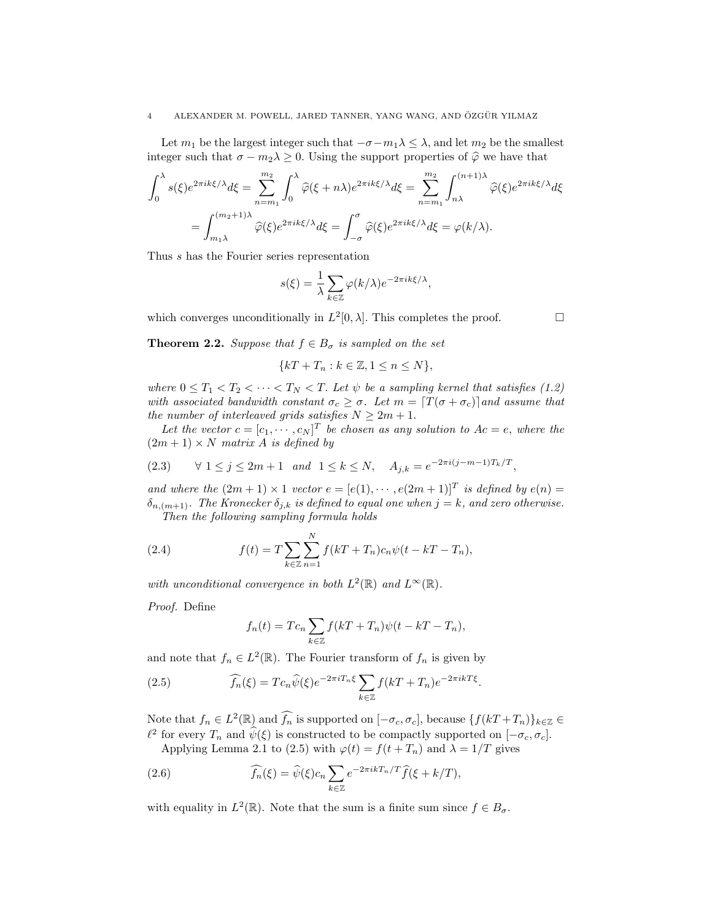Let $m_1$ be the largest integer such that $-\sigma - m_1\lambda \leq \lambda$, and let $m_2$ be the smallest integer such that $\sigma - m_2\lambda \geq 0$. Using the support properties of $\widehat{\varphi}$ we have that

$$\int_0^\lambda s(\xi)e^{2\pi ik\xi/\lambda}d\xi = \sum_{n=m_1}^{m_2}\int_0^\lambda \widehat{\varphi}(\xi+n\lambda)e^{2\pi ik\xi/\lambda}d\xi = \sum_{n=m_1}^{m_2}\int_{n\lambda}^{(n+1)\lambda}\widehat{\varphi}(\xi)e^{2\pi ik\xi/\lambda}d\xi$$

$$= \int_{m_1\lambda}^{(m_2+1)\lambda}\widehat{\varphi}(\xi)e^{2\pi ik\xi/\lambda}d\xi = \int_{-\sigma}^{\sigma}\widehat{\varphi}(\xi)e^{2\pi ik\xi/\lambda}d\xi = \varphi(k/\lambda).$$

Thus $s$ has the Fourier series representation

$$s(\xi) = \frac{1}{\lambda}\sum_{k\in\mathbb{Z}}\varphi(k/\lambda)e^{-2\pi ik\xi/\lambda},$$

which converges unconditionally in $L^2[0,\lambda]$. This completes the proof. $\square$

**Theorem 2.2.** *Suppose that $f \in B_\sigma$ is sampled on the set*

$$\{kT + T_n : k \in \mathbb{Z}, 1 \leq n \leq N\},$$

*where $0 \leq T_1 < T_2 < \cdots < T_N < T$. Let $\psi$ be a sampling kernel that satisfies (1.2) with associated bandwidth constant $\sigma_c \geq \sigma$. Let $m = \lceil T(\sigma+\sigma_c)\rceil$ and assume that the number of interleaved grids satisfies $N \geq 2m+1$.*

*Let the vector $c = [c_1, \cdots, c_N]^T$ be chosen as any solution to $Ac = e$, where the $(2m+1)\times N$ matrix $A$ is defined by*

$$(2.3) \qquad \forall\ 1 \leq j \leq 2m+1 \ \text{ and } \ 1 \leq k \leq N, \quad A_{j,k} = e^{-2\pi i(j-m-1)T_k/T},$$

*and where the $(2m+1)\times 1$ vector $e = [e(1), \cdots, e(2m+1)]^T$ is defined by $e(n) = \delta_{n,(m+1)}$. The Kronecker $\delta_{j,k}$ is defined to equal one when $j = k$, and zero otherwise.*

*Then the following sampling formula holds*

$$(2.4) \qquad f(t) = T\sum_{k\in\mathbb{Z}}\sum_{n=1}^{N} f(kT+T_n)c_n\psi(t-kT-T_n),$$

*with unconditional convergence in both $L^2(\mathbb{R})$ and $L^\infty(\mathbb{R})$.*

*Proof.* Define

$$f_n(t) = Tc_n\sum_{k\in\mathbb{Z}} f(kT+T_n)\psi(t-kT-T_n),$$

and note that $f_n \in L^2(\mathbb{R})$. The Fourier transform of $f_n$ is given by

$$(2.5) \qquad \widehat{f_n}(\xi) = Tc_n\widehat{\psi}(\xi)e^{-2\pi iT_n\xi}\sum_{k\in\mathbb{Z}} f(kT+T_n)e^{-2\pi ikT\xi}.$$

Note that $f_n \in L^2(\mathbb{R})$ and $\widehat{f_n}$ is supported on $[-\sigma_c, \sigma_c]$, because $\{f(kT+T_n)\}_{k\in\mathbb{Z}} \in \ell^2$ for every $T_n$ and $\widehat{\psi}(\xi)$ is constructed to be compactly supported on $[-\sigma_c, \sigma_c]$.

Applying Lemma 2.1 to (2.5) with $\varphi(t) = f(t+T_n)$ and $\lambda = 1/T$ gives

$$(2.6) \qquad \widehat{f_n}(\xi) = \widehat{\psi}(\xi)c_n\sum_{k\in\mathbb{Z}} e^{-2\pi ikT_n/T}\widehat{f}(\xi+k/T),$$

with equality in $L^2(\mathbb{R})$. Note that the sum is a finite sum since $f \in B_\sigma$.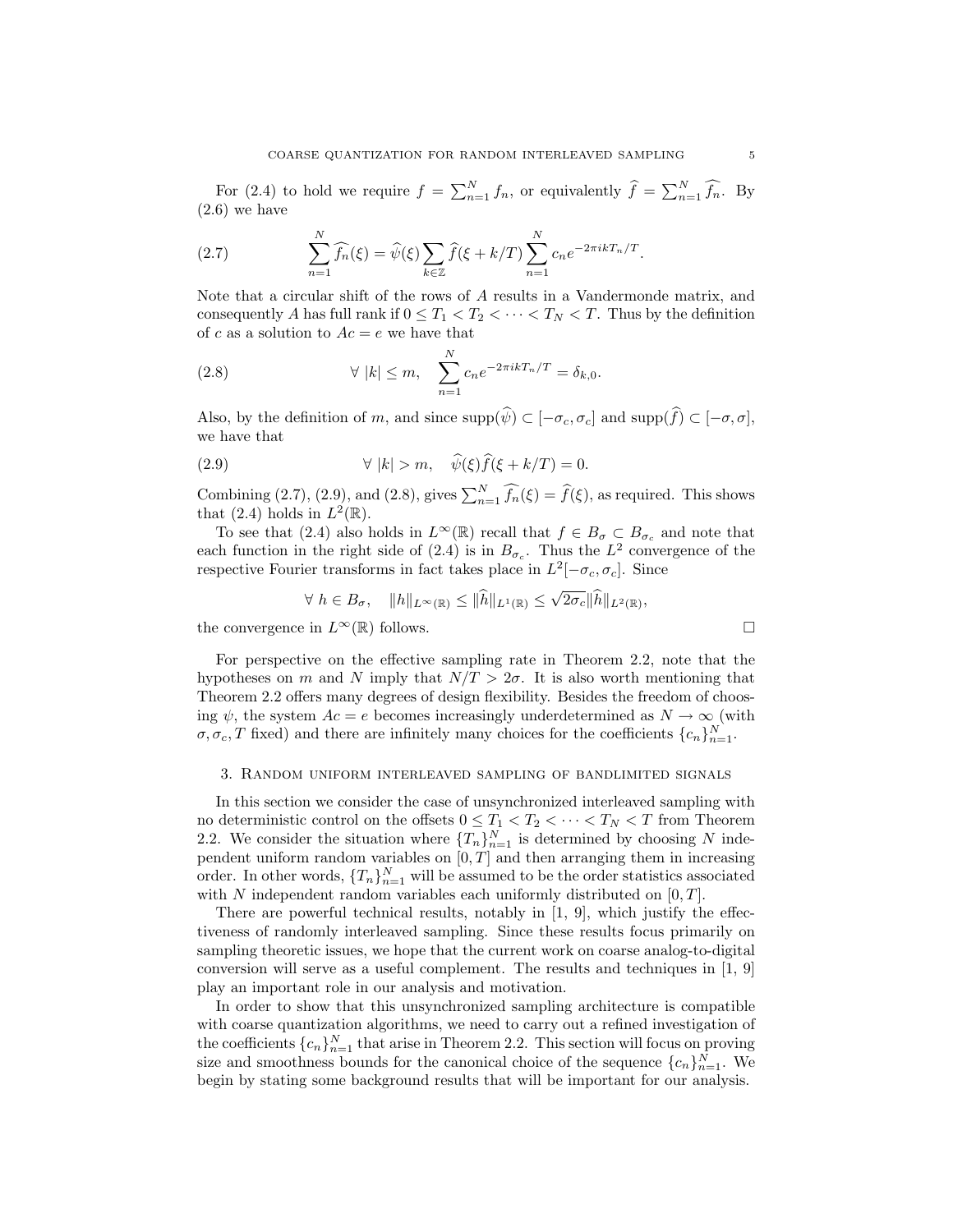For (2.4) to hold we require $f = \sum_{n=1}^{N} f_n$, or equivalently $\widehat{f} = \sum_{n=1}^{N} \widehat{f_n}$. By (2.6) we have

$$\sum_{n=1}^{N} \widehat{f_n}(\xi) = \widehat{\psi}(\xi) \sum_{k \in \mathbb{Z}} \widehat{f}(\xi + k/T) \sum_{n=1}^{N} c_n e^{-2\pi i k T_n / T}. \tag{2.7}$$

Note that a circular shift of the rows of $A$ results in a Vandermonde matrix, and consequently $A$ has full rank if $0 \leq T_1 < T_2 < \cdots < T_N < T$. Thus by the definition of $c$ as a solution to $Ac = e$ we have that

$$\forall\ |k| \leq m, \quad \sum_{n=1}^{N} c_n e^{-2\pi i k T_n / T} = \delta_{k,0}. \tag{2.8}$$

Also, by the definition of $m$, and since $\mathrm{supp}(\widehat{\psi}) \subset [-\sigma_c, \sigma_c]$ and $\mathrm{supp}(\widehat{f}) \subset [-\sigma, \sigma]$, we have that

$$\forall\ |k| > m, \quad \widehat{\psi}(\xi) \widehat{f}(\xi + k/T) = 0. \tag{2.9}$$

Combining (2.7), (2.9), and (2.8), gives $\sum_{n=1}^{N} \widehat{f_n}(\xi) = \widehat{f}(\xi)$, as required. This shows that (2.4) holds in $L^2(\mathbb{R})$.

To see that (2.4) also holds in $L^\infty(\mathbb{R})$ recall that $f \in B_\sigma \subset B_{\sigma_c}$ and note that each function in the right side of (2.4) is in $B_{\sigma_c}$. Thus the $L^2$ convergence of the respective Fourier transforms in fact takes place in $L^2[-\sigma_c, \sigma_c]$. Since

$$\forall\ h \in B_\sigma, \quad \|h\|_{L^\infty(\mathbb{R})} \leq \|\widehat{h}\|_{L^1(\mathbb{R})} \leq \sqrt{2\sigma_c} \|\widehat{h}\|_{L^2(\mathbb{R})},$$

the convergence in $L^\infty(\mathbb{R})$ follows. $\square$

For perspective on the effective sampling rate in Theorem 2.2, note that the hypotheses on $m$ and $N$ imply that $N/T > 2\sigma$. It is also worth mentioning that Theorem 2.2 offers many degrees of design flexibility. Besides the freedom of choosing $\psi$, the system $Ac = e$ becomes increasingly underdetermined as $N \to \infty$ (with $\sigma, \sigma_c, T$ fixed) and there are infinitely many choices for the coefficients $\{c_n\}_{n=1}^{N}$.

## 3. Random uniform interleaved sampling of bandlimited signals

In this section we consider the case of unsynchronized interleaved sampling with no deterministic control on the offsets $0 \leq T_1 < T_2 < \cdots < T_N < T$ from Theorem 2.2. We consider the situation where $\{T_n\}_{n=1}^{N}$ is determined by choosing $N$ independent uniform random variables on $[0, T]$ and then arranging them in increasing order. In other words, $\{T_n\}_{n=1}^{N}$ will be assumed to be the order statistics associated with $N$ independent random variables each uniformly distributed on $[0, T]$.

There are powerful technical results, notably in [1, 9], which justify the effectiveness of randomly interleaved sampling. Since these results focus primarily on sampling theoretic issues, we hope that the current work on coarse analog-to-digital conversion will serve as a useful complement. The results and techniques in [1, 9] play an important role in our analysis and motivation.

In order to show that this unsynchronized sampling architecture is compatible with coarse quantization algorithms, we need to carry out a refined investigation of the coefficients $\{c_n\}_{n=1}^{N}$ that arise in Theorem 2.2. This section will focus on proving size and smoothness bounds for the canonical choice of the sequence $\{c_n\}_{n=1}^{N}$. We begin by stating some background results that will be important for our analysis.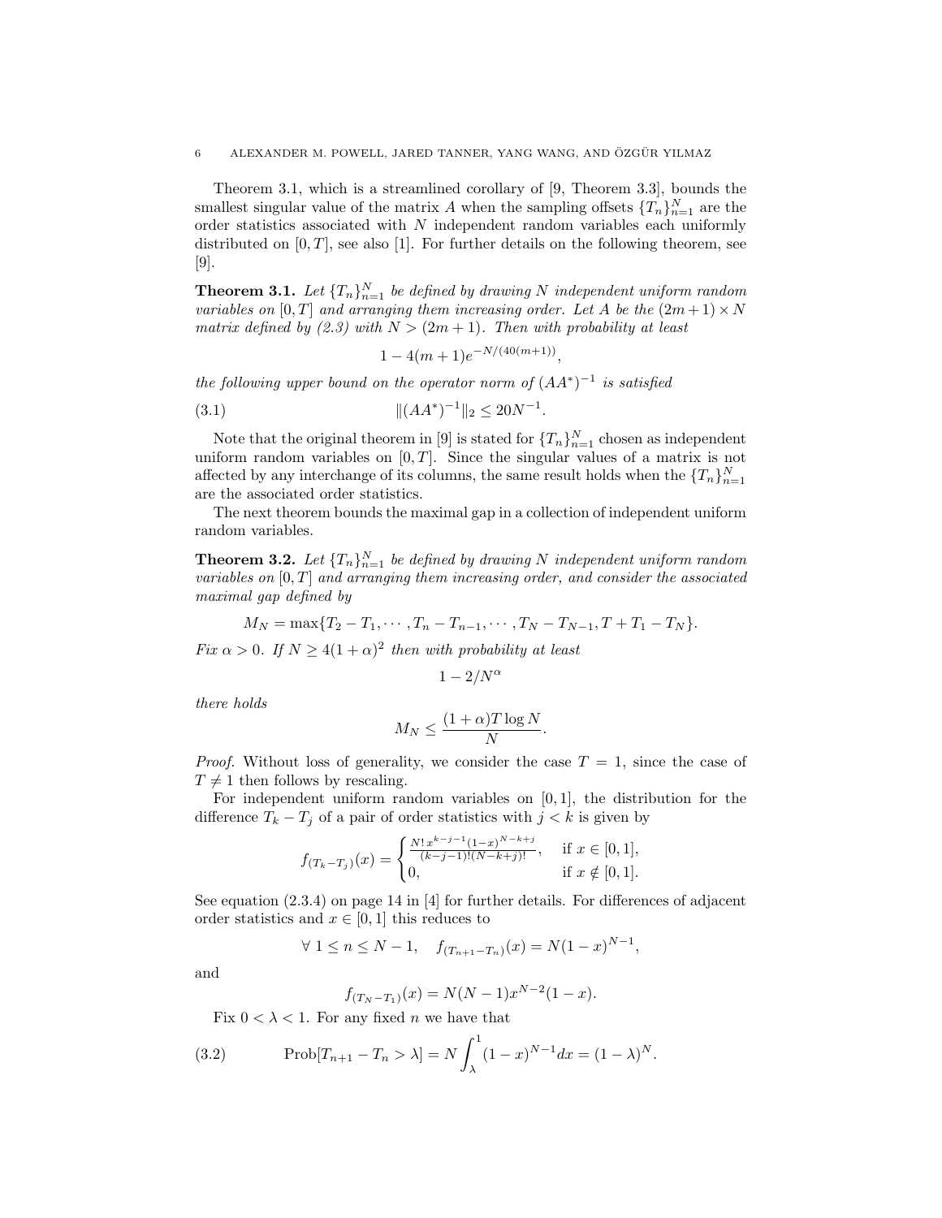Theorem 3.1, which is a streamlined corollary of [9, Theorem 3.3], bounds the smallest singular value of the matrix $A$ when the sampling offsets $\{T_n\}_{n=1}^N$ are the order statistics associated with $N$ independent random variables each uniformly distributed on $[0,T]$, see also [1]. For further details on the following theorem, see [9].

**Theorem 3.1.** *Let $\{T_n\}_{n=1}^N$ be defined by drawing $N$ independent uniform random variables on $[0,T]$ and arranging them increasing order. Let $A$ be the $(2m+1)\times N$ matrix defined by (2.3) with $N > (2m+1)$. Then with probability at least*

$$1 - 4(m+1)e^{-N/(40(m+1))},$$

*the following upper bound on the operator norm of $(AA^*)^{-1}$ is satisfied*

$$\|(AA^*)^{-1}\|_2 \leq 20N^{-1}. \tag{3.1}$$

Note that the original theorem in [9] is stated for $\{T_n\}_{n=1}^N$ chosen as independent uniform random variables on $[0,T]$. Since the singular values of a matrix is not affected by any interchange of its columns, the same result holds when the $\{T_n\}_{n=1}^N$ are the associated order statistics.

The next theorem bounds the maximal gap in a collection of independent uniform random variables.

**Theorem 3.2.** *Let $\{T_n\}_{n=1}^N$ be defined by drawing $N$ independent uniform random variables on $[0,T]$ and arranging them increasing order, and consider the associated maximal gap defined by*

$$M_N = \max\{T_2 - T_1, \cdots, T_n - T_{n-1}, \cdots, T_N - T_{N-1}, T + T_1 - T_N\}.$$

*Fix $\alpha > 0$. If $N \geq 4(1+\alpha)^2$ then with probability at least*

$$1 - 2/N^\alpha$$

*there holds*

$$M_N \leq \frac{(1+\alpha)T\log N}{N}.$$

*Proof.* Without loss of generality, we consider the case $T = 1$, since the case of $T \neq 1$ then follows by rescaling.

For independent uniform random variables on $[0,1]$, the distribution for the difference $T_k - T_j$ of a pair of order statistics with $j < k$ is given by

$$f_{(T_k - T_j)}(x) = \begin{cases} \frac{N!\, x^{k-j-1}(1-x)^{N-k+j}}{(k-j-1)!(N-k+j)!}, & \text{if } x \in [0,1], \\ 0, & \text{if } x \notin [0,1]. \end{cases}$$

See equation (2.3.4) on page 14 in [4] for further details. For differences of adjacent order statistics and $x \in [0,1]$ this reduces to

$$\forall\ 1 \leq n \leq N-1, \quad f_{(T_{n+1}-T_n)}(x) = N(1-x)^{N-1},$$

and

$$f_{(T_N - T_1)}(x) = N(N-1)x^{N-2}(1-x).$$

Fix $0 < \lambda < 1$. For any fixed $n$ we have that

$$\text{Prob}[T_{n+1} - T_n > \lambda] = N\int_\lambda^1 (1-x)^{N-1}dx = (1-\lambda)^N. \tag{3.2}$$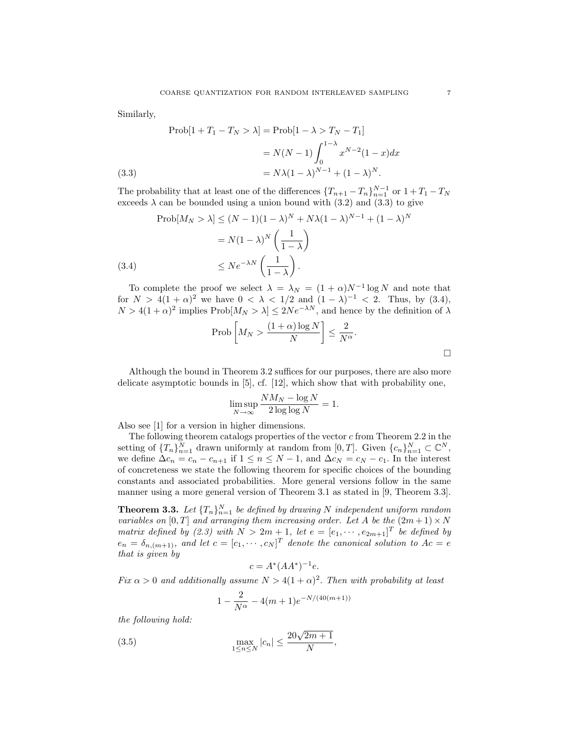Similarly,

$$\begin{aligned}
\text{Prob}[1 + T_1 - T_N > \lambda] &= \text{Prob}[1 - \lambda > T_N - T_1] \\
&= N(N-1) \int_0^{1-\lambda} x^{N-2}(1-x)dx \\
&= N\lambda(1-\lambda)^{N-1} + (1-\lambda)^N. \qquad (3.3)
\end{aligned}$$

The probability that at least one of the differences $\{T_{n+1} - T_n\}_{n=1}^{N-1}$ or $1 + T_1 - T_N$ exceeds $\lambda$ can be bounded using a union bound with (3.2) and (3.3) to give

$$\begin{aligned}
\text{Prob}[M_N > \lambda] &\leq (N-1)(1-\lambda)^N + N\lambda(1-\lambda)^{N-1} + (1-\lambda)^N \\
&= N(1-\lambda)^N \left( \frac{1}{1-\lambda} \right) \\
&\leq Ne^{-\lambda N} \left( \frac{1}{1-\lambda} \right). \qquad (3.4)
\end{aligned}$$

To complete the proof we select $\lambda = \lambda_N = (1+\alpha)N^{-1} \log N$ and note that for $N > 4(1+\alpha)^2$ we have $0 < \lambda < 1/2$ and $(1-\lambda)^{-1} < 2$. Thus, by (3.4), $N > 4(1+\alpha)^2$ implies $\text{Prob}[M_N > \lambda] \leq 2Ne^{-\lambda N}$, and hence by the definition of $\lambda$

$$\text{Prob}\left[ M_N > \frac{(1+\alpha)\log N}{N} \right] \leq \frac{2}{N^\alpha}.$$

$\square$

Although the bound in Theorem 3.2 suffices for our purposes, there are also more delicate asymptotic bounds in [5], cf. [12], which show that with probability one,

$$\limsup_{N \to \infty} \frac{NM_N - \log N}{2 \log \log N} = 1.$$

Also see [1] for a version in higher dimensions.

The following theorem catalogs properties of the vector $c$ from Theorem 2.2 in the setting of $\{T_n\}_{n=1}^N$ drawn uniformly at random from $[0, T]$. Given $\{c_n\}_{n=1}^N \subset \mathbb{C}^N$, we define $\Delta c_n = c_n - c_{n+1}$ if $1 \leq n \leq N-1$, and $\Delta c_N = c_N - c_1$. In the interest of concreteness we state the following theorem for specific choices of the bounding constants and associated probabilities. More general versions follow in the same manner using a more general version of Theorem 3.1 as stated in [9, Theorem 3.3].

**Theorem 3.3.** *Let $\{T_n\}_{n=1}^N$ be defined by drawing $N$ independent uniform random variables on $[0, T]$ and arranging them increasing order. Let $A$ be the $(2m+1) \times N$ matrix defined by (2.3) with $N > 2m+1$, let $e = [e_1, \cdots, e_{2m+1}]^T$ be defined by $e_n = \delta_{n,(m+1)}$, and let $c = [c_1, \cdots, c_N]^T$ denote the canonical solution to $Ac = e$ that is given by*

$$c = A^*(AA^*)^{-1}e.$$

*Fix $\alpha > 0$ and additionally assume $N > 4(1+\alpha)^2$. Then with probability at least*

$$1 - \frac{2}{N^\alpha} - 4(m+1)e^{-N/(40(m+1))}$$

*the following hold:*

$$\max_{1 \leq n \leq N} |c_n| \leq \frac{20\sqrt{2m+1}}{N}, \qquad (3.5)$$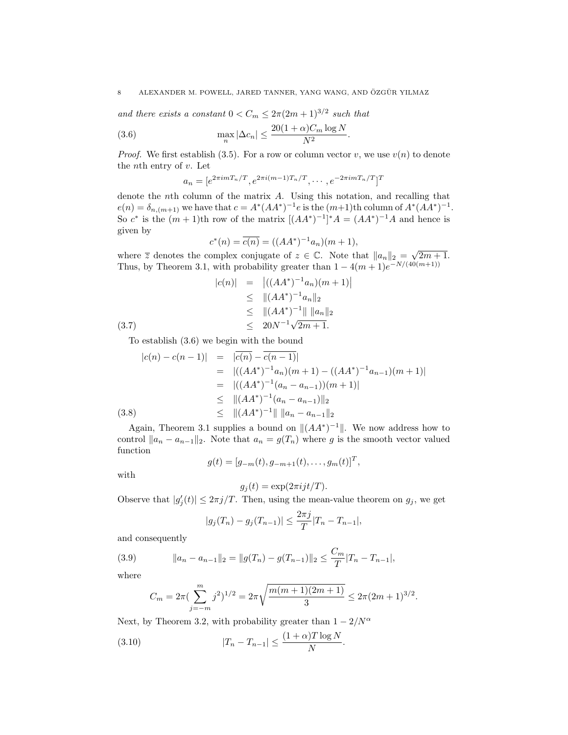*and there exists a constant* $0 < C_m \leq 2\pi(2m+1)^{3/2}$ *such that*

$$\max_n |\Delta c_n| \leq \frac{20(1+\alpha)C_m \log N}{N^2}. \tag{3.6}$$

*Proof.* We first establish (3.5). For a row or column vector $v$, we use $v(n)$ to denote the $n$th entry of $v$. Let

$$a_n = [e^{2\pi i m T_n/T}, e^{2\pi i(m-1)T_n/T}, \cdots, e^{-2\pi i m T_n/T}]^T$$

denote the $n$th column of the matrix $A$. Using this notation, and recalling that $e(n) = \delta_{n,(m+1)}$ we have that $c = A^*(AA^*)^{-1}e$ is the $(m+1)$th column of $A^*(AA^*)^{-1}$. So $c^*$ is the $(m+1)$th row of the matrix $[(AA^*)^{-1}]^*A = (AA^*)^{-1}A$ and hence is given by

$$c^*(n) = \overline{c(n)} = ((AA^*)^{-1}a_n)(m+1),$$

where $\overline{z}$ denotes the complex conjugate of $z \in \mathbb{C}$. Note that $\|a_n\|_2 = \sqrt{2m+1}$. Thus, by Theorem 3.1, with probability greater than $1 - 4(m+1)e^{-N/(40(m+1))}$

$$\begin{aligned}
|c(n)| &= \left|((AA^*)^{-1}a_n)(m+1)\right| \\
&\leq \|(AA^*)^{-1}a_n\|_2 \\
&\leq \|(AA^*)^{-1}\| \, \|a_n\|_2 \\
&\leq 20N^{-1}\sqrt{2m+1}.
\end{aligned} \tag{3.7}$$

To establish (3.6) we begin with the bound

$$\begin{aligned}
|c(n) - c(n-1)| &= |\overline{c(n)} - \overline{c(n-1)}| \\
&= |((AA^*)^{-1}a_n)(m+1) - ((AA^*)^{-1}a_{n-1})(m+1)| \\
&= |((AA^*)^{-1}(a_n - a_{n-1}))(m+1)| \\
&\leq \|(AA^*)^{-1}(a_n - a_{n-1})\|_2 \\
&\leq \|(AA^*)^{-1}\| \, \|a_n - a_{n-1}\|_2
\end{aligned} \tag{3.8}$$

Again, Theorem 3.1 supplies a bound on $\|(AA^*)^{-1}\|$. We now address how to control $\|a_n - a_{n-1}\|_2$. Note that $a_n = g(T_n)$ where $g$ is the smooth vector valued function

$$g(t) = [g_{-m}(t), g_{-m+1}(t), \ldots, g_m(t)]^T,$$

with

$$g_j(t) = \exp(2\pi i j t/T).$$

Observe that $|g_j'(t)| \leq 2\pi j/T$. Then, using the mean-value theorem on $g_j$, we get

$$|g_j(T_n) - g_j(T_{n-1})| \leq \frac{2\pi j}{T}|T_n - T_{n-1}|,$$

and consequently

$$\|a_n - a_{n-1}\|_2 = \|g(T_n) - g(T_{n-1})\|_2 \leq \frac{C_m}{T}|T_n - T_{n-1}|, \tag{3.9}$$

where

$$C_m = 2\pi(\sum_{j=-m}^{m} j^2)^{1/2} = 2\pi\sqrt{\frac{m(m+1)(2m+1)}{3}} \leq 2\pi(2m+1)^{3/2}.$$

Next, by Theorem 3.2, with probability greater than $1 - 2/N^\alpha$

$$|T_n - T_{n-1}| \leq \frac{(1+\alpha)T\log N}{N}. \tag{3.10}$$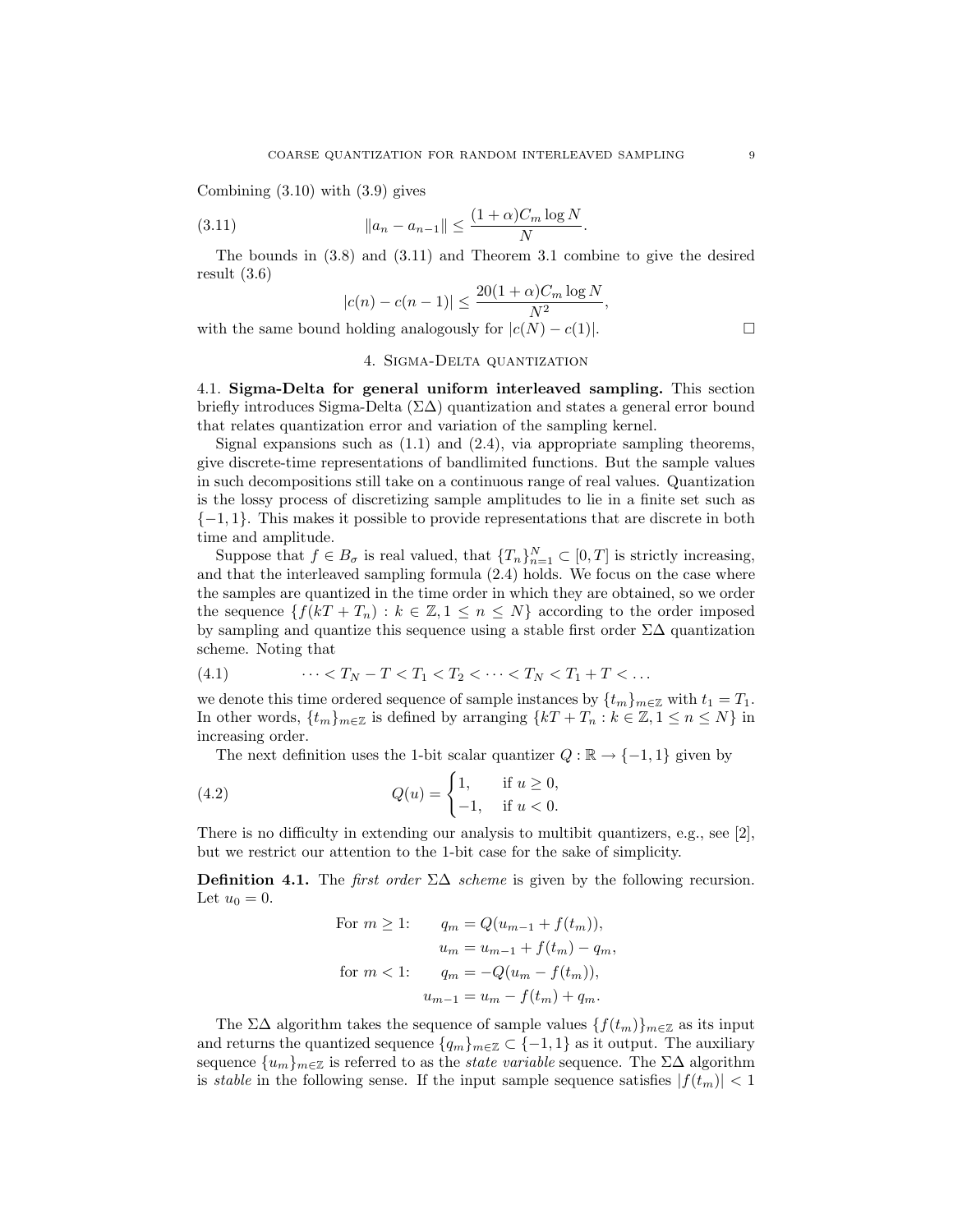Combining (3.10) with (3.9) gives

$$\|a_n - a_{n-1}\| \leq \frac{(1+\alpha)C_m \log N}{N}. \tag{3.11}$$

The bounds in (3.8) and (3.11) and Theorem 3.1 combine to give the desired result (3.6)

$$|c(n) - c(n-1)| \leq \frac{20(1+\alpha)C_m \log N}{N^2},$$

with the same bound holding analogously for $|c(N) - c(1)|$. $\square$

## 4. Sigma-Delta quantization

**4.1. Sigma-Delta for general uniform interleaved sampling.** This section briefly introduces Sigma-Delta ($\Sigma\Delta$) quantization and states a general error bound that relates quantization error and variation of the sampling kernel.

Signal expansions such as (1.1) and (2.4), via appropriate sampling theorems, give discrete-time representations of bandlimited functions. But the sample values in such decompositions still take on a continuous range of real values. Quantization is the lossy process of discretizing sample amplitudes to lie in a finite set such as $\{-1, 1\}$. This makes it possible to provide representations that are discrete in both time and amplitude.

Suppose that $f \in B_\sigma$ is real valued, that $\{T_n\}_{n=1}^N \subset [0, T]$ is strictly increasing, and that the interleaved sampling formula (2.4) holds. We focus on the case where the samples are quantized in the time order in which they are obtained, so we order the sequence $\{f(kT + T_n) : k \in \mathbb{Z}, 1 \leq n \leq N\}$ according to the order imposed by sampling and quantize this sequence using a stable first order $\Sigma\Delta$ quantization scheme. Noting that

$$\cdots < T_N - T < T_1 < T_2 < \cdots < T_N < T_1 + T < \ldots \tag{4.1}$$

we denote this time ordered sequence of sample instances by $\{t_m\}_{m \in \mathbb{Z}}$ with $t_1 = T_1$. In other words, $\{t_m\}_{m \in \mathbb{Z}}$ is defined by arranging $\{kT + T_n : k \in \mathbb{Z}, 1 \leq n \leq N\}$ in increasing order.

The next definition uses the 1-bit scalar quantizer $Q : \mathbb{R} \to \{-1, 1\}$ given by

$$Q(u) = \begin{cases} 1, & \text{if } u \geq 0, \\ -1, & \text{if } u < 0. \end{cases} \tag{4.2}$$

There is no difficulty in extending our analysis to multibit quantizers, e.g., see [2], but we restrict our attention to the 1-bit case for the sake of simplicity.

**Definition 4.1.** The *first order* $\Sigma\Delta$ *scheme* is given by the following recursion. Let $u_0 = 0$.

$$\begin{aligned} \text{For } m \geq 1\text{:} \qquad & q_m = Q(u_{m-1} + f(t_m)), \\ & u_m = u_{m-1} + f(t_m) - q_m, \\ \text{for } m < 1\text{:} \qquad & q_m = -Q(u_m - f(t_m)), \\ & u_{m-1} = u_m - f(t_m) + q_m. \end{aligned}$$

The $\Sigma\Delta$ algorithm takes the sequence of sample values $\{f(t_m)\}_{m \in \mathbb{Z}}$ as its input and returns the quantized sequence $\{q_m\}_{m \in \mathbb{Z}} \subset \{-1, 1\}$ as it output. The auxiliary sequence $\{u_m\}_{m \in \mathbb{Z}}$ is referred to as the *state variable* sequence. The $\Sigma\Delta$ algorithm is *stable* in the following sense. If the input sample sequence satisfies $|f(t_m)| < 1$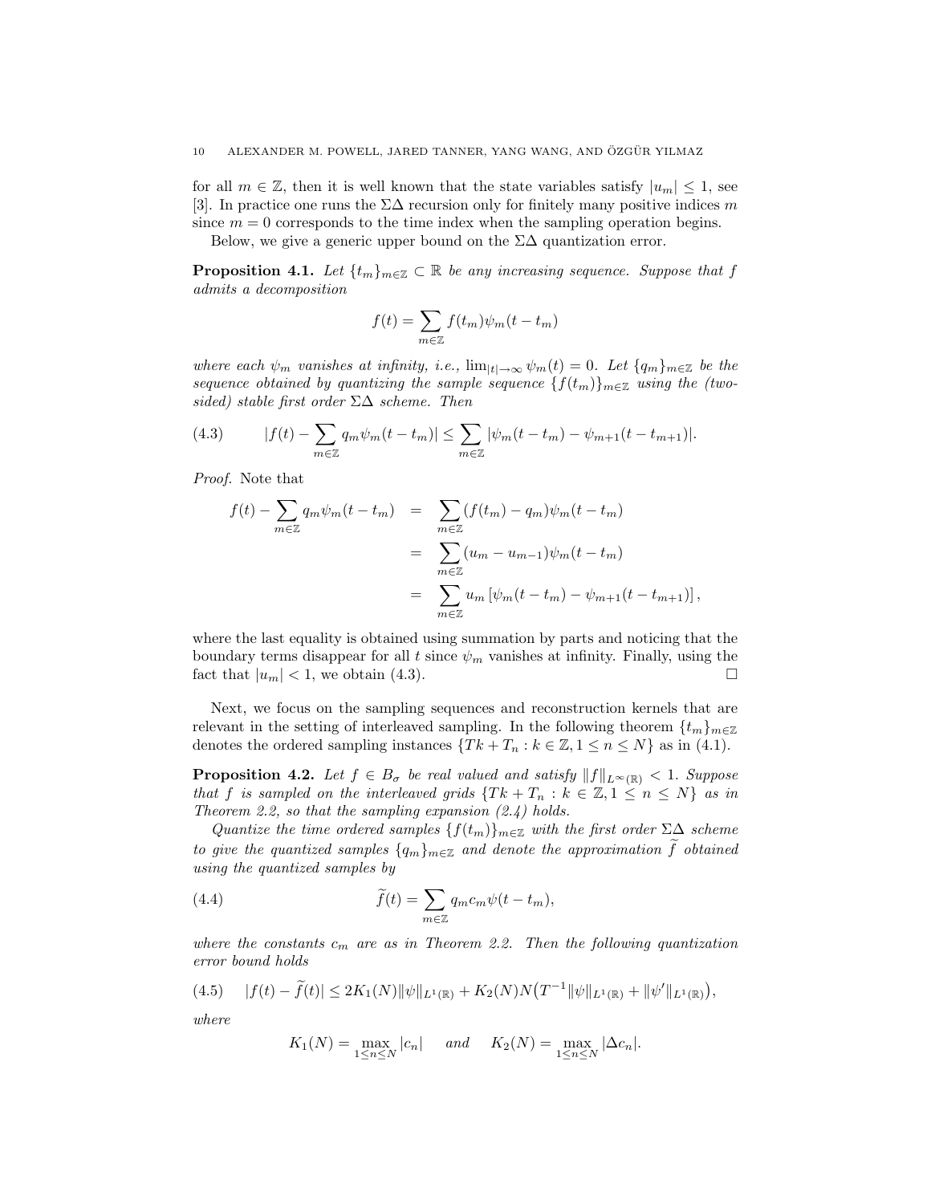for all $m \in \mathbb{Z}$, then it is well known that the state variables satisfy $|u_m| \leq 1$, see [3]. In practice one runs the $\Sigma\Delta$ recursion only for finitely many positive indices $m$ since $m = 0$ corresponds to the time index when the sampling operation begins.

Below, we give a generic upper bound on the $\Sigma\Delta$ quantization error.

**Proposition 4.1.** *Let $\{t_m\}_{m\in\mathbb{Z}} \subset \mathbb{R}$ be any increasing sequence. Suppose that $f$ admits a decomposition*

$$f(t) = \sum_{m\in\mathbb{Z}} f(t_m)\psi_m(t - t_m)$$

*where each $\psi_m$ vanishes at infinity, i.e., $\lim_{|t|\to\infty} \psi_m(t) = 0$. Let $\{q_m\}_{m\in\mathbb{Z}}$ be the sequence obtained by quantizing the sample sequence $\{f(t_m)\}_{m\in\mathbb{Z}}$ using the (two-sided) stable first order $\Sigma\Delta$ scheme. Then*

$$|f(t) - \sum_{m\in\mathbb{Z}} q_m\psi_m(t - t_m)| \leq \sum_{m\in\mathbb{Z}} |\psi_m(t - t_m) - \psi_{m+1}(t - t_{m+1})|. \tag{4.3}$$

*Proof.* Note that

$$\begin{aligned}
f(t) - \sum_{m\in\mathbb{Z}} q_m\psi_m(t - t_m) &= \sum_{m\in\mathbb{Z}} (f(t_m) - q_m)\psi_m(t - t_m) \\
&= \sum_{m\in\mathbb{Z}} (u_m - u_{m-1})\psi_m(t - t_m) \\
&= \sum_{m\in\mathbb{Z}} u_m \left[\psi_m(t - t_m) - \psi_{m+1}(t - t_{m+1})\right],
\end{aligned}$$

where the last equality is obtained using summation by parts and noticing that the boundary terms disappear for all $t$ since $\psi_m$ vanishes at infinity. Finally, using the fact that $|u_m| < 1$, we obtain (4.3). □

Next, we focus on the sampling sequences and reconstruction kernels that are relevant in the setting of interleaved sampling. In the following theorem $\{t_m\}_{m\in\mathbb{Z}}$ denotes the ordered sampling instances $\{Tk + T_n : k \in \mathbb{Z}, 1 \leq n \leq N\}$ as in (4.1).

**Proposition 4.2.** *Let $f \in B_\sigma$ be real valued and satisfy $\|f\|_{L^\infty(\mathbb{R})} < 1$. Suppose that $f$ is sampled on the interleaved grids $\{Tk + T_n : k \in \mathbb{Z}, 1 \leq n \leq N\}$ as in Theorem 2.2, so that the sampling expansion (2.4) holds.*

*Quantize the time ordered samples $\{f(t_m)\}_{m\in\mathbb{Z}}$ with the first order $\Sigma\Delta$ scheme to give the quantized samples $\{q_m\}_{m\in\mathbb{Z}}$ and denote the approximation $\widetilde{f}$ obtained using the quantized samples by*

$$\widetilde{f}(t) = \sum_{m\in\mathbb{Z}} q_m c_m \psi(t - t_m), \tag{4.4}$$

*where the constants $c_m$ are as in Theorem 2.2. Then the following quantization error bound holds*

$$|f(t) - \widetilde{f}(t)| \leq 2K_1(N)\|\psi\|_{L^1(\mathbb{R})} + K_2(N)N\big(T^{-1}\|\psi\|_{L^1(\mathbb{R})} + \|\psi'\|_{L^1(\mathbb{R})}\big), \tag{4.5}$$

*where*

$$K_1(N) = \max_{1\leq n\leq N} |c_n| \quad \text{and} \quad K_2(N) = \max_{1\leq n\leq N} |\Delta c_n|.$$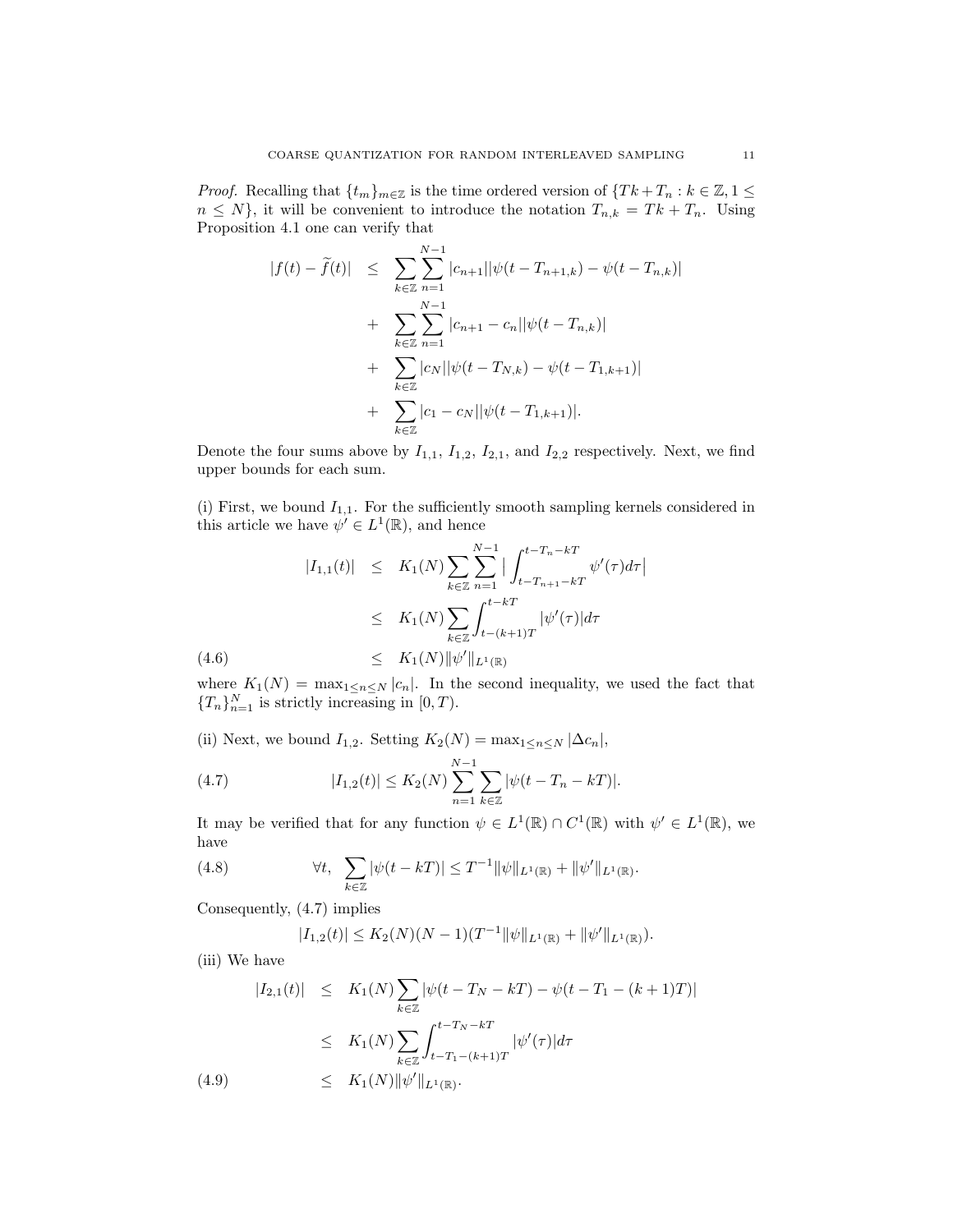*Proof.* Recalling that $\{t_m\}_{m\in\mathbb{Z}}$ is the time ordered version of $\{Tk + T_n : k \in \mathbb{Z}, 1 \le n \le N\}$, it will be convenient to introduce the notation $T_{n,k} = Tk + T_n$. Using Proposition 4.1 one can verify that

$$
\begin{aligned}
|f(t) - \widetilde{f}(t)| \;\; &\le \;\; \sum_{k\in\mathbb{Z}} \sum_{n=1}^{N-1} |c_{n+1}||\psi(t - T_{n+1,k}) - \psi(t - T_{n,k})| \\
&+ \;\; \sum_{k\in\mathbb{Z}} \sum_{n=1}^{N-1} |c_{n+1} - c_n||\psi(t - T_{n,k})| \\
&+ \;\; \sum_{k\in\mathbb{Z}} |c_N||\psi(t - T_{N,k}) - \psi(t - T_{1,k+1})| \\
&+ \;\; \sum_{k\in\mathbb{Z}} |c_1 - c_N||\psi(t - T_{1,k+1})|.
\end{aligned}
$$

Denote the four sums above by $I_{1,1}$, $I_{1,2}$, $I_{2,1}$, and $I_{2,2}$ respectively. Next, we find upper bounds for each sum.

(i) First, we bound $I_{1,1}$. For the sufficiently smooth sampling kernels considered in this article we have $\psi' \in L^1(\mathbb{R})$, and hence

$$
\begin{aligned}
|I_{1,1}(t)| \;\; &\le \;\; K_1(N) \sum_{k\in\mathbb{Z}} \sum_{n=1}^{N-1} \Big| \int_{t-T_{n+1}-kT}^{t-T_n-kT} \psi'(\tau) d\tau \Big| \\
&\le \;\; K_1(N) \sum_{k\in\mathbb{Z}} \int_{t-(k+1)T}^{t-kT} |\psi'(\tau)| d\tau \\
&\le \;\; K_1(N) \|\psi'\|_{L^1(\mathbb{R})} \qquad (4.6)
\end{aligned}
$$

where $K_1(N) = \max_{1\le n\le N} |c_n|$. In the second inequality, we used the fact that $\{T_n\}_{n=1}^N$ is strictly increasing in $[0, T)$.

(ii) Next, we bound $I_{1,2}$. Setting $K_2(N) = \max_{1\le n\le N} |\Delta c_n|$,

$$
|I_{1,2}(t)| \le K_2(N) \sum_{n=1}^{N-1} \sum_{k\in\mathbb{Z}} |\psi(t - T_n - kT)|. \qquad (4.7)
$$

It may be verified that for any function $\psi \in L^1(\mathbb{R}) \cap C^1(\mathbb{R})$ with $\psi' \in L^1(\mathbb{R})$, we have

$$
\forall t, \;\; \sum_{k\in\mathbb{Z}} |\psi(t - kT)| \le T^{-1} \|\psi\|_{L^1(\mathbb{R})} + \|\psi'\|_{L^1(\mathbb{R})}. \qquad (4.8)
$$

Consequently, (4.7) implies

$$
|I_{1,2}(t)| \le K_2(N)(N-1)(T^{-1}\|\psi\|_{L^1(\mathbb{R})} + \|\psi'\|_{L^1(\mathbb{R})}).
$$

(iii) We have

$$
\begin{aligned}
|I_{2,1}(t)| \;\; &\le \;\; K_1(N) \sum_{k\in\mathbb{Z}} |\psi(t - T_N - kT) - \psi(t - T_1 - (k+1)T)| \\
&\le \;\; K_1(N) \sum_{k\in\mathbb{Z}} \int_{t-T_1-(k+1)T}^{t-T_N-kT} |\psi'(\tau)| d\tau \\
&\le \;\; K_1(N) \|\psi'\|_{L^1(\mathbb{R})}. \qquad (4.9)
\end{aligned}
$$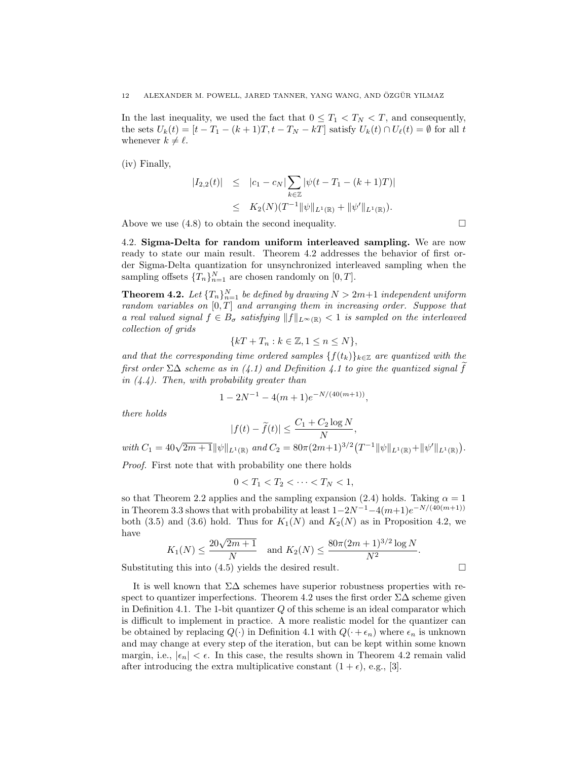In the last inequality, we used the fact that $0 \leq T_1 < T_N < T$, and consequently, the sets $U_k(t) = [t - T_1 - (k+1)T, t - T_N - kT]$ satisfy $U_k(t) \cap U_\ell(t) = \emptyset$ for all $t$ whenever $k \neq \ell$.

(iv) Finally,

$$
\begin{aligned}
|I_{2,2}(t)| &\leq |c_1 - c_N| \sum_{k \in \mathbb{Z}} |\psi(t - T_1 - (k+1)T)| \\
&\leq K_2(N)(T^{-1}\|\psi\|_{L^1(\mathbb{R})} + \|\psi'\|_{L^1(\mathbb{R})}).
\end{aligned}
$$

Above we use (4.8) to obtain the second inequality. □

### 4.2. Sigma-Delta for random uniform interleaved sampling.

We are now ready to state our main result. Theorem 4.2 addresses the behavior of first order Sigma-Delta quantization for unsynchronized interleaved sampling when the sampling offsets $\{T_n\}_{n=1}^N$ are chosen randomly on $[0, T]$.

**Theorem 4.2.** *Let $\{T_n\}_{n=1}^N$ be defined by drawing $N > 2m+1$ independent uniform random variables on $[0, T]$ and arranging them in increasing order. Suppose that a real valued signal $f \in B_\sigma$ satisfying $\|f\|_{L^\infty(\mathbb{R})} < 1$ is sampled on the interleaved collection of grids*

$$
\{kT + T_n : k \in \mathbb{Z}, 1 \leq n \leq N\},
$$

*and that the corresponding time ordered samples $\{f(t_k)\}_{k \in \mathbb{Z}}$ are quantized with the first order $\Sigma\Delta$ scheme as in (4.1) and Definition 4.1 to give the quantized signal $\widetilde{f}$ in (4.4). Then, with probability greater than*

$$
1 - 2N^{-1} - 4(m+1)e^{-N/(40(m+1))},
$$

*there holds*

$$
|f(t) - \widetilde{f}(t)| \leq \frac{C_1 + C_2 \log N}{N},
$$

*with $C_1 = 40\sqrt{2m+1}\|\psi\|_{L^1(\mathbb{R})}$ and $C_2 = 80\pi(2m+1)^{3/2}\big(T^{-1}\|\psi\|_{L^1(\mathbb{R})} + \|\psi'\|_{L^1(\mathbb{R})}\big)$.*

*Proof.* First note that with probability one there holds

$$
0 < T_1 < T_2 < \cdots < T_N < 1,
$$

so that Theorem 2.2 applies and the sampling expansion (2.4) holds. Taking $\alpha = 1$ in Theorem 3.3 shows that with probability at least $1 - 2N^{-1} - 4(m+1)e^{-N/(40(m+1))}$ both (3.5) and (3.6) hold. Thus for $K_1(N)$ and $K_2(N)$ as in Proposition 4.2, we have

$$
K_1(N) \leq \frac{20\sqrt{2m+1}}{N} \quad \text{and } K_2(N) \leq \frac{80\pi(2m+1)^{3/2}\log N}{N^2}.
$$

Substituting this into (4.5) yields the desired result. □

It is well known that $\Sigma\Delta$ schemes have superior robustness properties with respect to quantizer imperfections. Theorem 4.2 uses the first order $\Sigma\Delta$ scheme given in Definition 4.1. The 1-bit quantizer $Q$ of this scheme is an ideal comparator which is difficult to implement in practice. A more realistic model for the quantizer can be obtained by replacing $Q(\cdot)$ in Definition 4.1 with $Q(\cdot + \epsilon_n)$ where $\epsilon_n$ is unknown and may change at every step of the iteration, but can be kept within some known margin, i.e., $|\epsilon_n| < \epsilon$. In this case, the results shown in Theorem 4.2 remain valid after introducing the extra multiplicative constant $(1 + \epsilon)$, e.g., [3].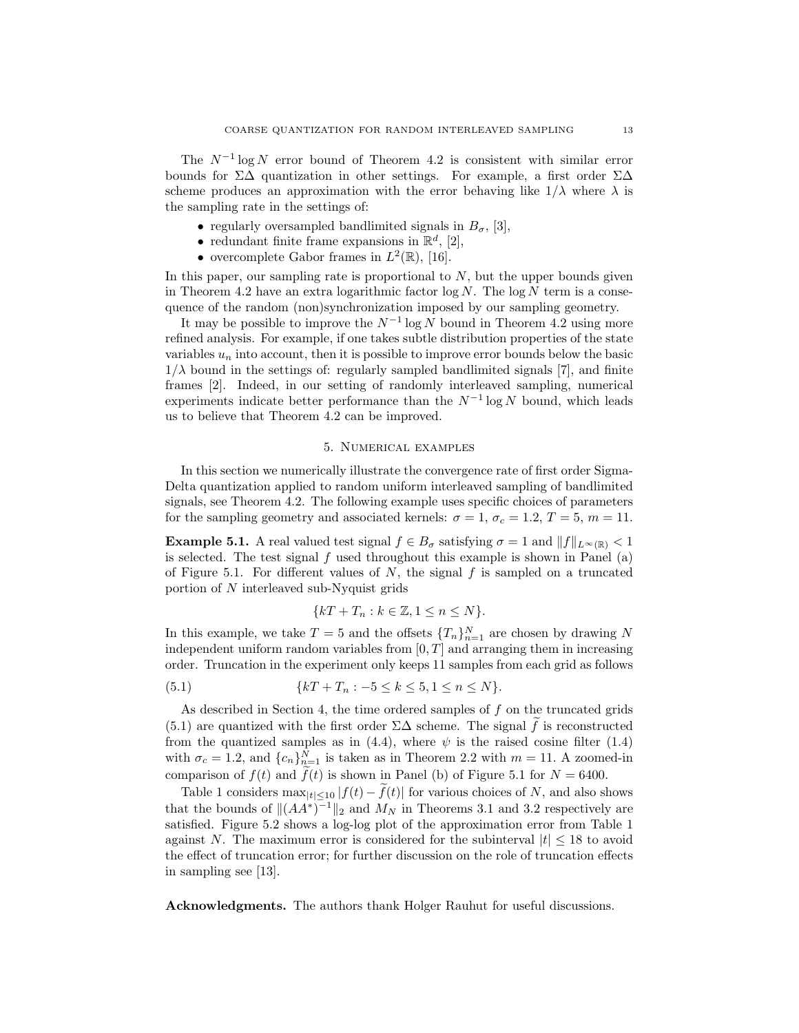The $N^{-1} \log N$ error bound of Theorem 4.2 is consistent with similar error bounds for $\Sigma\Delta$ quantization in other settings. For example, a first order $\Sigma\Delta$ scheme produces an approximation with the error behaving like $1/\lambda$ where $\lambda$ is the sampling rate in the settings of:

- regularly oversampled bandlimited signals in $B_\sigma$, [3],
- redundant finite frame expansions in $\mathbb{R}^d$, [2],
- overcomplete Gabor frames in $L^2(\mathbb{R})$, [16].

In this paper, our sampling rate is proportional to $N$, but the upper bounds given in Theorem 4.2 have an extra logarithmic factor $\log N$. The $\log N$ term is a consequence of the random (non)synchronization imposed by our sampling geometry.

It may be possible to improve the $N^{-1} \log N$ bound in Theorem 4.2 using more refined analysis. For example, if one takes subtle distribution properties of the state variables $u_n$ into account, then it is possible to improve error bounds below the basic $1/\lambda$ bound in the settings of: regularly sampled bandlimited signals [7], and finite frames [2]. Indeed, in our setting of randomly interleaved sampling, numerical experiments indicate better performance than the $N^{-1} \log N$ bound, which leads us to believe that Theorem 4.2 can be improved.

## 5. Numerical examples

In this section we numerically illustrate the convergence rate of first order Sigma-Delta quantization applied to random uniform interleaved sampling of bandlimited signals, see Theorem 4.2. The following example uses specific choices of parameters for the sampling geometry and associated kernels: $\sigma = 1$, $\sigma_c = 1.2$, $T = 5$, $m = 11$.

**Example 5.1.** A real valued test signal $f \in B_\sigma$ satisfying $\sigma = 1$ and $\|f\|_{L^\infty(\mathbb{R})} < 1$ is selected. The test signal $f$ used throughout this example is shown in Panel (a) of Figure 5.1. For different values of $N$, the signal $f$ is sampled on a truncated portion of $N$ interleaved sub-Nyquist grids

$$\{kT + T_n : k \in \mathbb{Z}, 1 \leq n \leq N\}.$$

In this example, we take $T = 5$ and the offsets $\{T_n\}_{n=1}^N$ are chosen by drawing $N$ independent uniform random variables from $[0, T]$ and arranging them in increasing order. Truncation in the experiment only keeps 11 samples from each grid as follows

$$\{kT + T_n : -5 \leq k \leq 5, 1 \leq n \leq N\}. \tag{5.1}$$

As described in Section 4, the time ordered samples of $f$ on the truncated grids (5.1) are quantized with the first order $\Sigma\Delta$ scheme. The signal $\widetilde{f}$ is reconstructed from the quantized samples as in (4.4), where $\psi$ is the raised cosine filter (1.4) with $\sigma_c = 1.2$, and $\{c_n\}_{n=1}^N$ is taken as in Theorem 2.2 with $m = 11$. A zoomed-in comparison of $f(t)$ and $\widetilde{f}(t)$ is shown in Panel (b) of Figure 5.1 for $N = 6400$.

Table 1 considers $\max_{|t| \leq 10} |f(t) - \widetilde{f}(t)|$ for various choices of $N$, and also shows that the bounds of $\|(AA^*)^{-1}\|_2$ and $M_N$ in Theorems 3.1 and 3.2 respectively are satisfied. Figure 5.2 shows a log-log plot of the approximation error from Table 1 against $N$. The maximum error is considered for the subinterval $|t| \leq 18$ to avoid the effect of truncation error; for further discussion on the role of truncation effects in sampling see [13].

**Acknowledgments.** The authors thank Holger Rauhut for useful discussions.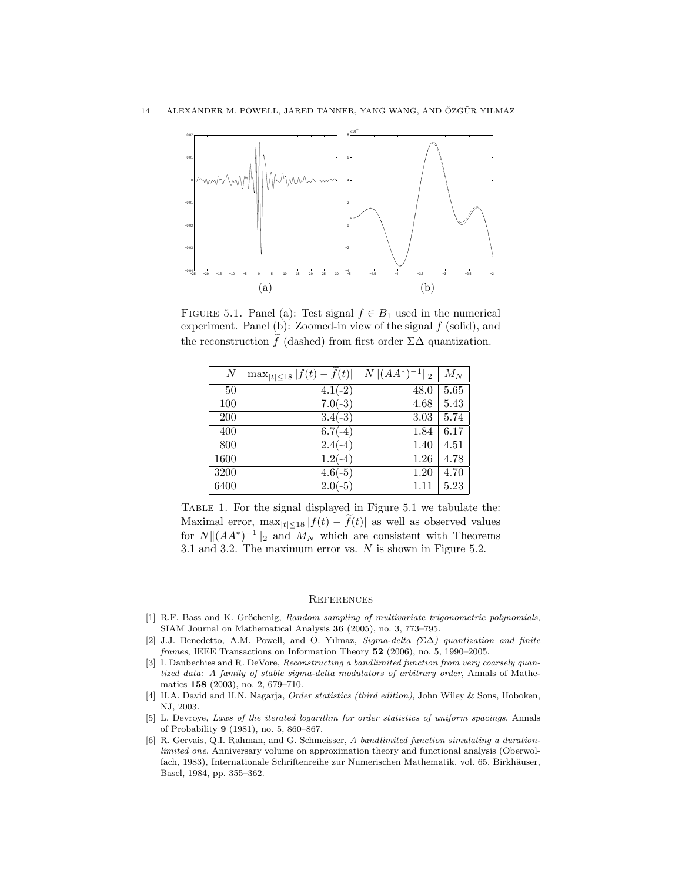FIGURE 5.1. Panel (a): Test signal $f \in B_1$ used in the numerical experiment. Panel (b): Zoomed-in view of the signal $f$ (solid), and the reconstruction $\widetilde{f}$ (dashed) from first order $\Sigma\Delta$ quantization.

| $N$ | $\max_{\|t\|\leq 18} \|f(t) - \widetilde{f}(t)\|$ | $N\\|(AA^*)^{-1}\\|_2$ | $M_N$ |
|---|---|---|---|
| 50 | 4.1(-2) | 48.0 | 5.65 |
| 100 | 7.0(-3) | 4.68 | 5.43 |
| 200 | 3.4(-3) | 3.03 | 5.74 |
| 400 | 6.7(-4) | 1.84 | 6.17 |
| 800 | 2.4(-4) | 1.40 | 4.51 |
| 1600 | 1.2(-4) | 1.26 | 4.78 |
| 3200 | 4.6(-5) | 1.20 | 4.70 |
| 6400 | 2.0(-5) | 1.11 | 5.23 |

TABLE 1. For the signal displayed in Figure 5.1 we tabulate the: Maximal error, $\max_{|t|\leq 18} |f(t) - \widetilde{f}(t)|$ as well as observed values for $N\|(AA^*)^{-1}\|_2$ and $M_N$ which are consistent with Theorems 3.1 and 3.2. The maximum error vs. $N$ is shown in Figure 5.2.

## REFERENCES

[1] R.F. Bass and K. Gröchenig, *Random sampling of multivariate trigonometric polynomials*, SIAM Journal on Mathematical Analysis **36** (2005), no. 3, 773–795.

[2] J.J. Benedetto, A.M. Powell, and Ö. Yılmaz, *Sigma-delta (ΣΔ) quantization and finite frames*, IEEE Transactions on Information Theory **52** (2006), no. 5, 1990–2005.

[3] I. Daubechies and R. DeVore, *Reconstructing a bandlimited function from very coarsely quantized data: A family of stable sigma-delta modulators of arbitrary order*, Annals of Mathematics **158** (2003), no. 2, 679–710.

[4] H.A. David and H.N. Nagarja, *Order statistics (third edition)*, John Wiley & Sons, Hoboken, NJ, 2003.

[5] L. Devroye, *Laws of the iterated logarithm for order statistics of uniform spacings*, Annals of Probability **9** (1981), no. 5, 860–867.

[6] R. Gervais, Q.I. Rahman, and G. Schmeisser, *A bandlimited function simulating a duration-limited one*, Anniversary volume on approximation theory and functional analysis (Oberwolfach, 1983), Internationale Schriftenreihe zur Numerischen Mathematik, vol. 65, Birkhäuser, Basel, 1984, pp. 355–362.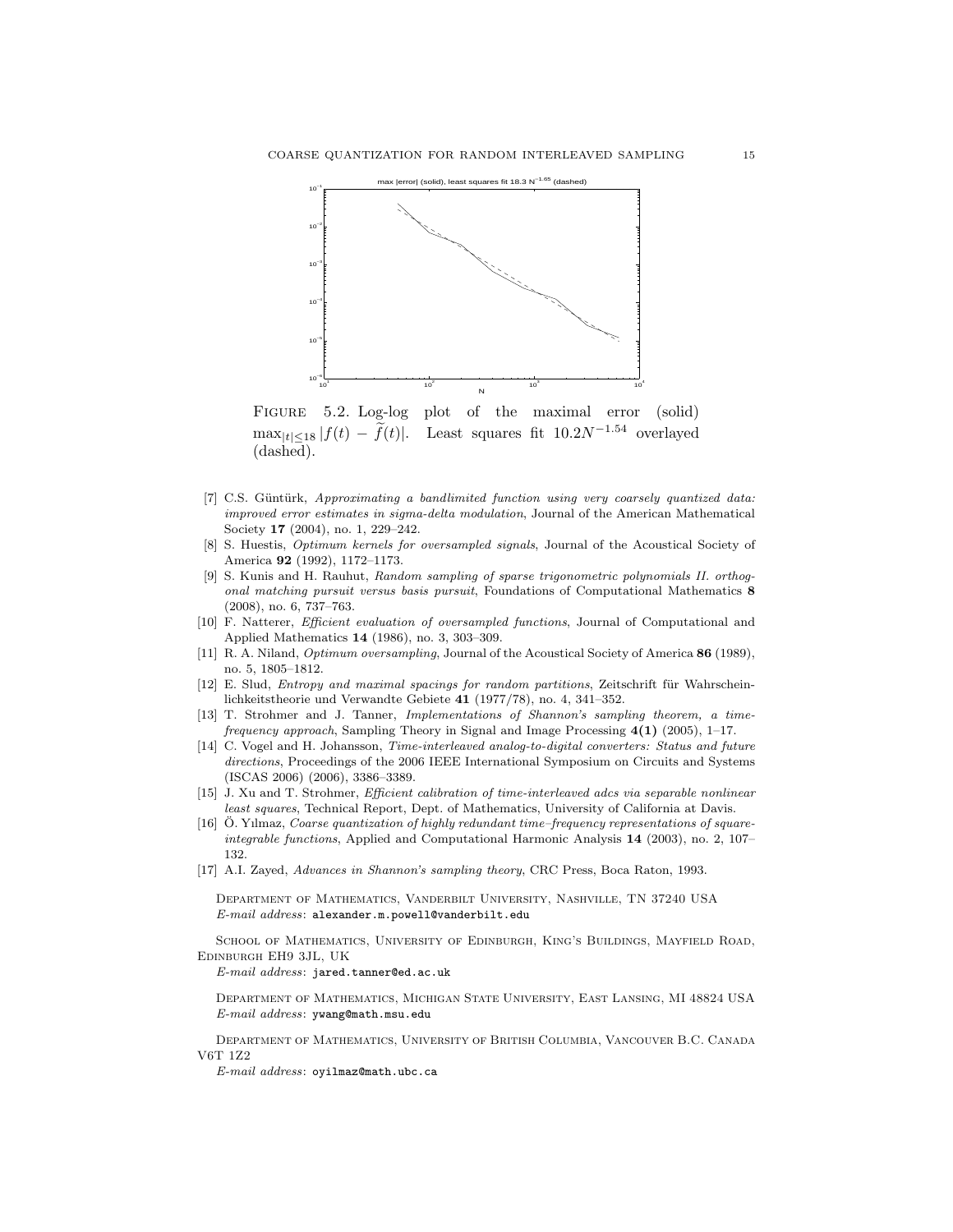max |error| (solid), least squares fit 18.3 N^−1.65 (dashed)

$10^{-1}$

$10^{-2}$

$10^{-3}$

$10^{-4}$

$10^{-5}$

$10^{-6}$

$10^{1}$ $10^{2}$ $10^{3}$ $10^{4}$

N

FIGURE 5.2. Log-log plot of the maximal error (solid) $\max_{|t|\leq 18}|f(t) - \widetilde{f}(t)|$. Least squares fit $10.2N^{-1.54}$ overlayed (dashed).

[7] C.S. Güntürk, *Approximating a bandlimited function using very coarsely quantized data: improved error estimates in sigma-delta modulation*, Journal of the American Mathematical Society **17** (2004), no. 1, 229–242.

[8] S. Huestis, *Optimum kernels for oversampled signals*, Journal of the Acoustical Society of America **92** (1992), 1172–1173.

[9] S. Kunis and H. Rauhut, *Random sampling of sparse trigonometric polynomials II. orthogonal matching pursuit versus basis pursuit*, Foundations of Computational Mathematics **8** (2008), no. 6, 737–763.

[10] F. Natterer, *Efficient evaluation of oversampled functions*, Journal of Computational and Applied Mathematics **14** (1986), no. 3, 303–309.

[11] R. A. Niland, *Optimum oversampling*, Journal of the Acoustical Society of America **86** (1989), no. 5, 1805–1812.

[12] E. Slud, *Entropy and maximal spacings for random partitions*, Zeitschrift für Wahrscheinlichkeitstheorie und Verwandte Gebiete **41** (1977/78), no. 4, 341–352.

[13] T. Strohmer and J. Tanner, *Implementations of Shannon's sampling theorem, a time-frequency approach*, Sampling Theory in Signal and Image Processing **4(1)** (2005), 1–17.

[14] C. Vogel and H. Johansson, *Time-interleaved analog-to-digital converters: Status and future directions*, Proceedings of the 2006 IEEE International Symposium on Circuits and Systems (ISCAS 2006) (2006), 3386–3389.

[15] J. Xu and T. Strohmer, *Efficient calibration of time-interleaved adcs via separable nonlinear least squares*, Technical Report, Dept. of Mathematics, University of California at Davis.

[16] Ö. Yılmaz, *Coarse quantization of highly redundant time–frequency representations of square-integrable functions*, Applied and Computational Harmonic Analysis **14** (2003), no. 2, 107–132.

[17] A.I. Zayed, *Advances in Shannon's sampling theory*, CRC Press, Boca Raton, 1993.

DEPARTMENT OF MATHEMATICS, VANDERBILT UNIVERSITY, NASHVILLE, TN 37240 USA
*E-mail address*: alexander.m.powell@vanderbilt.edu

SCHOOL OF MATHEMATICS, UNIVERSITY OF EDINBURGH, KING'S BUILDINGS, MAYFIELD ROAD, EDINBURGH EH9 3JL, UK
*E-mail address*: jared.tanner@ed.ac.uk

DEPARTMENT OF MATHEMATICS, MICHIGAN STATE UNIVERSITY, EAST LANSING, MI 48824 USA
*E-mail address*: ywang@math.msu.edu

DEPARTMENT OF MATHEMATICS, UNIVERSITY OF BRITISH COLUMBIA, VANCOUVER B.C. CANADA V6T 1Z2
*E-mail address*: oyilmaz@math.ubc.ca